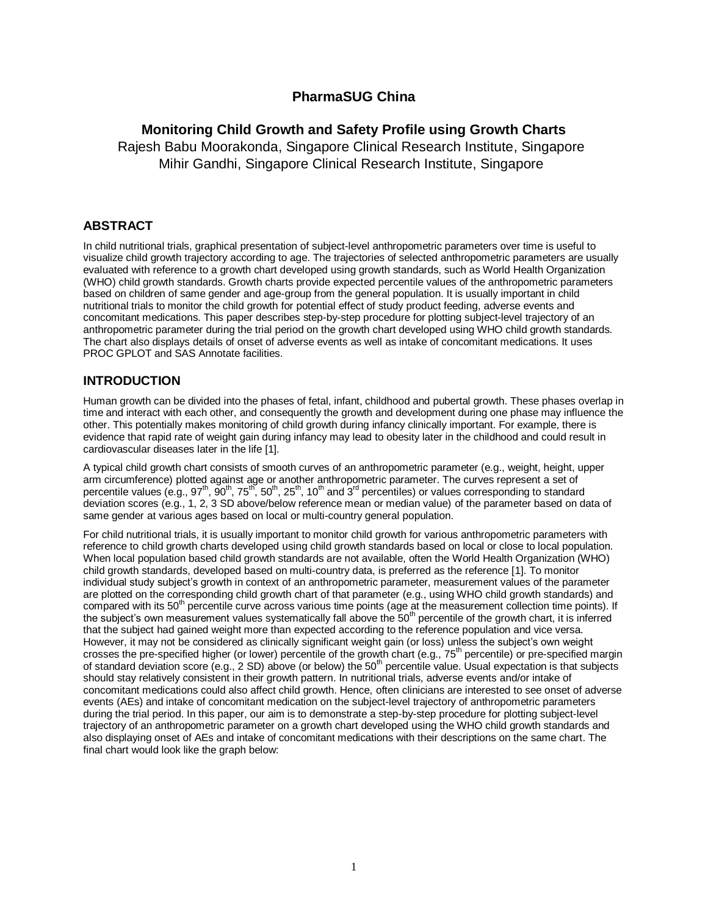# PharmaSUG China

## Monitoring Child Growth and Safety Profile using Growth Charts

Rajesh Babu Moorakonda, Singapore Clinical Research Institute, Singapore
Mihir Gandhi, Singapore Clinical Research Institute, Singapore

## ABSTRACT

In child nutritional trials, graphical presentation of subject-level anthropometric parameters over time is useful to visualize child growth trajectory according to age. The trajectories of selected anthropometric parameters are usually evaluated with reference to a growth chart developed using growth standards, such as World Health Organization (WHO) child growth standards. Growth charts provide expected percentile values of the anthropometric parameters based on children of same gender and age-group from the general population. It is usually important in child nutritional trials to monitor the child growth for potential effect of study product feeding, adverse events and concomitant medications. This paper describes step-by-step procedure for plotting subject-level trajectory of an anthropometric parameter during the trial period on the growth chart developed using WHO child growth standards. The chart also displays details of onset of adverse events as well as intake of concomitant medications. It uses PROC GPLOT and SAS Annotate facilities.

## INTRODUCTION

Human growth can be divided into the phases of fetal, infant, childhood and pubertal growth. These phases overlap in time and interact with each other, and consequently the growth and development during one phase may influence the other. This potentially makes monitoring of child growth during infancy clinically important. For example, there is evidence that rapid rate of weight gain during infancy may lead to obesity later in the childhood and could result in cardiovascular diseases later in the life [1].

A typical child growth chart consists of smooth curves of an anthropometric parameter (e.g., weight, height, upper arm circumference) plotted against age or another anthropometric parameter. The curves represent a set of percentile values (e.g., 97$^{th}$, 90$^{th}$, 75$^{th}$, 50$^{th}$, 25$^{th}$, 10$^{th}$ and 3$^{rd}$ percentiles) or values corresponding to standard deviation scores (e.g., 1, 2, 3 SD above/below reference mean or median value) of the parameter based on data of same gender at various ages based on local or multi-country general population.

For child nutritional trials, it is usually important to monitor child growth for various anthropometric parameters with reference to child growth charts developed using child growth standards based on local or close to local population. When local population based child growth standards are not available, often the World Health Organization (WHO) child growth standards, developed based on multi-country data, is preferred as the reference [1]. To monitor individual study subject's growth in context of an anthropometric parameter, measurement values of the parameter are plotted on the corresponding child growth chart of that parameter (e.g., using WHO child growth standards) and compared with its 50$^{th}$ percentile curve across various time points (age at the measurement collection time points). If the subject's own measurement values systematically fall above the 50$^{th}$ percentile of the growth chart, it is inferred that the subject had gained weight more than expected according to the reference population and vice versa. However, it may not be considered as clinically significant weight gain (or loss) unless the subject's own weight crosses the pre-specified higher (or lower) percentile of the growth chart (e.g., 75$^{th}$ percentile) or pre-specified margin of standard deviation score (e.g., 2 SD) above (or below) the 50$^{th}$ percentile value. Usual expectation is that subjects should stay relatively consistent in their growth pattern. In nutritional trials, adverse events and/or intake of concomitant medications could also affect child growth. Hence, often clinicians are interested to see onset of adverse events (AEs) and intake of concomitant medication on the subject-level trajectory of anthropometric parameters during the trial period. In this paper, our aim is to demonstrate a step-by-step procedure for plotting subject-level trajectory of an anthropometric parameter on a growth chart developed using the WHO child growth standards and also displaying onset of AEs and intake of concomitant medications with their descriptions on the same chart. The final chart would look like the graph below: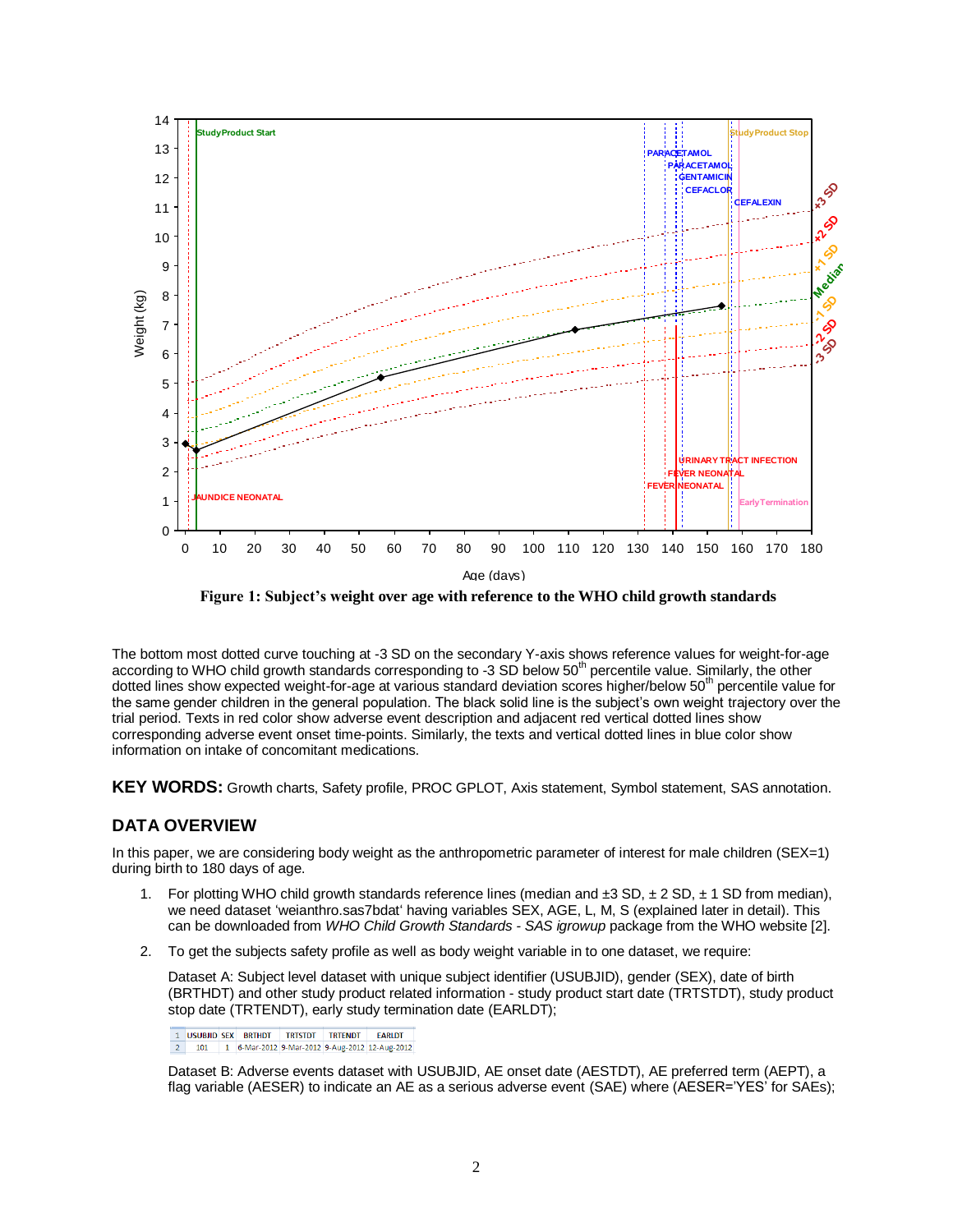Figure 1: Subject's weight over age with reference to the WHO child growth standards

The bottom most dotted curve touching at -3 SD on the secondary Y-axis shows reference values for weight-for-age according to WHO child growth standards corresponding to -3 SD below 50th percentile value. Similarly, the other dotted lines show expected weight-for-age at various standard deviation scores higher/below 50th percentile value for the same gender children in the general population. The black solid line is the subject's own weight trajectory over the trial period. Texts in red color show adverse event description and adjacent red vertical dotted lines show corresponding adverse event onset time-points. Similarly, the texts and vertical dotted lines in blue color show information on intake of concomitant medications.

**KEY WORDS:** Growth charts, Safety profile, PROC GPLOT, Axis statement, Symbol statement, SAS annotation.

## DATA OVERVIEW

In this paper, we are considering body weight as the anthropometric parameter of interest for male children (SEX=1) during birth to 180 days of age.

1. For plotting WHO child growth standards reference lines (median and ±3 SD, ± 2 SD, ± 1 SD from median), we need dataset 'weianthro.sas7bdat' having variables SEX, AGE, L, M, S (explained later in detail). This can be downloaded from *WHO Child Growth Standards - SAS igrowup* package from the WHO website [2].

2. To get the subjects safety profile as well as body weight variable in to one dataset, we require:

   Dataset A: Subject level dataset with unique subject identifier (USUBJID), gender (SEX), date of birth (BRTHDT) and other study product related information - study product start date (TRTSTDT), study product stop date (TRTENDT), early study termination date (EARLDT);

   | 1 | USUBJID | SEX | BRTHDT | TRTSTDT | TRTENDT | EARLDT |
   |---|---|---|---|---|---|---|
   | 2 | 101 | 1 | 6-Mar-2012 | 9-Mar-2012 | 9-Aug-2012 | 12-Aug-2012 |

   Dataset B: Adverse events dataset with USUBJID, AE onset date (AESTDT), AE preferred term (AEPT), a flag variable (AESER) to indicate an AE as a serious adverse event (SAE) where (AESER='YES' for SAEs);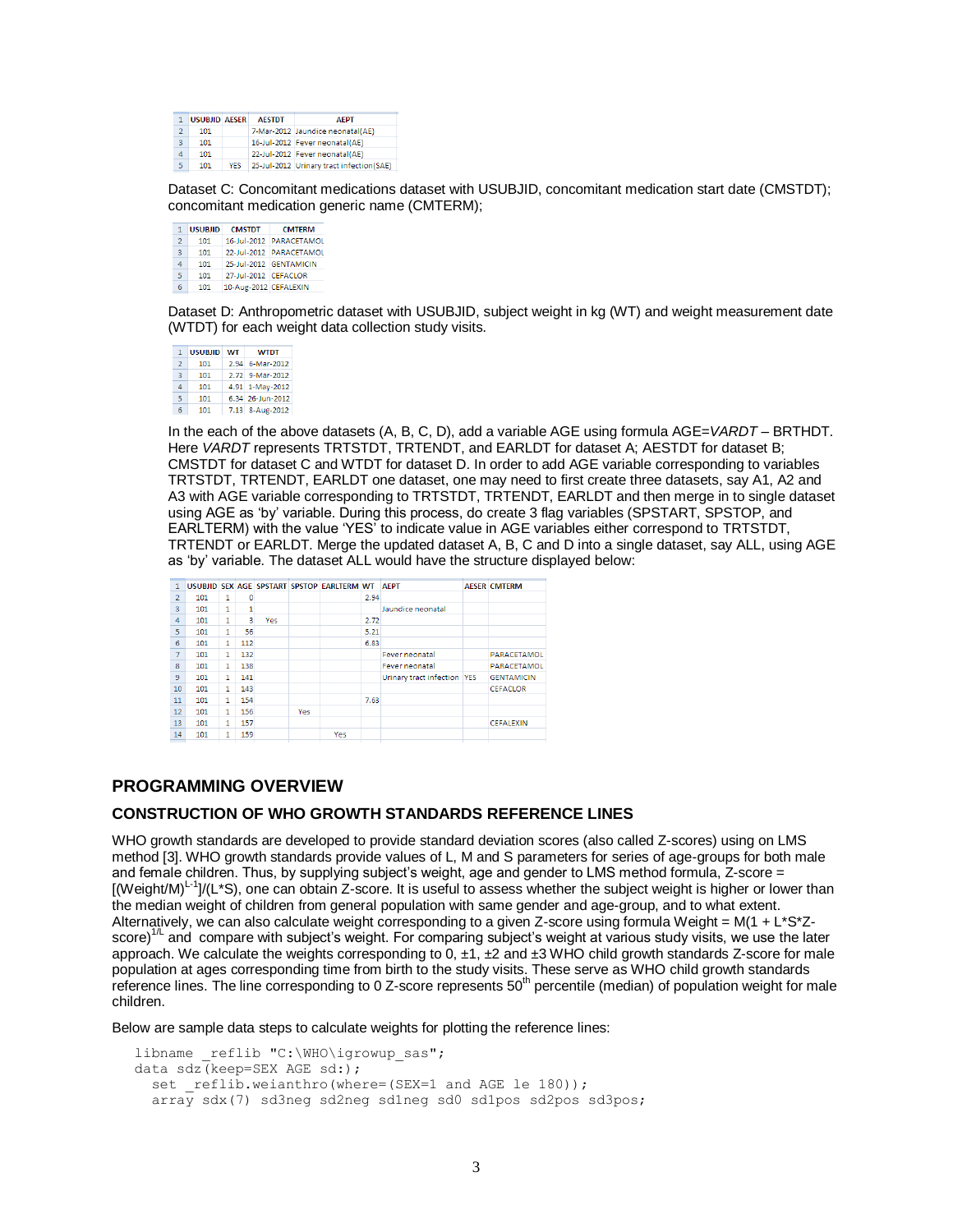| 1 | USUBJID | AESER | AESTDT | AEPT |
|---|---|---|---|---|
| 2 | 101 | | 7-Mar-2012 | Jaundice neonatal(AE) |
| 3 | 101 | | 16-Jul-2012 | Fever neonatal(AE) |
| 4 | 101 | | 22-Jul-2012 | Fever neonatal(AE) |
| 5 | 101 | YES | 25-Jul-2012 | Urinary tract infection(SAE) |

Dataset C: Concomitant medications dataset with USUBJID, concomitant medication start date (CMSTDT); concomitant medication generic name (CMTERM);

| 1 | USUBJID | CMSTDT | CMTERM |
|---|---|---|---|
| 2 | 101 | 16-Jul-2012 | PARACETAMOL |
| 3 | 101 | 22-Jul-2012 | PARACETAMOL |
| 4 | 101 | 25-Jul-2012 | GENTAMICIN |
| 5 | 101 | 27-Jul-2012 | CEFACLOR |
| 6 | 101 | 10-Aug-2012 | CEFALEXIN |

Dataset D: Anthropometric dataset with USUBJID, subject weight in kg (WT) and weight measurement date (WTDT) for each weight data collection study visits.

| 1 | USUBJID | WT | WTDT |
|---|---|---|---|
| 2 | 101 | 2.94 | 6-Mar-2012 |
| 3 | 101 | 2.72 | 9-Mar-2012 |
| 4 | 101 | 4.91 | 1-May-2012 |
| 5 | 101 | 6.34 | 26-Jun-2012 |
| 6 | 101 | 7.13 | 8-Aug-2012 |

In the each of the above datasets (A, B, C, D), add a variable AGE using formula AGE=*VARDT* – BRTHDT. Here *VARDT* represents TRTSTDT, TRTENDT, and EARLDT for dataset A; AESTDT for dataset B; CMSTDT for dataset C and WTDT for dataset D. In order to add AGE variable corresponding to variables TRTSTDT, TRTENDT, EARLDT one dataset, one may need to first create three datasets, say A1, A2 and A3 with AGE variable corresponding to TRTSTDT, TRTENDT, EARLDT and then merge in to single dataset using AGE as 'by' variable. During this process, do create 3 flag variables (SPSTART, SPSTOP, and EARLTERM) with the value 'YES' to indicate value in AGE variables either correspond to TRTSTDT, TRTENDT or EARLDT. Merge the updated dataset A, B, C and D into a single dataset, say ALL, using AGE as 'by' variable. The dataset ALL would have the structure displayed below:

| 1 | USUBJID | SEX | AGE | SPSTART | SPSTOP | EARLTERM | WT | AEPT | AESER | CMTERM |
|---|---|---|---|---|---|---|---|---|---|---|
| 2 | 101 | 1 | 0 | | | | 2.94 | | | |
| 3 | 101 | 1 | 1 | | | | | Jaundice neonatal | | |
| 4 | 101 | 1 | 3 | Yes | | | 2.72 | | | |
| 5 | 101 | 1 | 56 | | | | 5.21 | | | |
| 6 | 101 | 1 | 112 | | | | 6.83 | | | |
| 7 | 101 | 1 | 132 | | | | | Fever neonatal | | PARACETAMOL |
| 8 | 101 | 1 | 138 | | | | | Fever neonatal | | PARACETAMOL |
| 9 | 101 | 1 | 141 | | | | | Urinary tract infection | YES | GENTAMICIN |
| 10 | 101 | 1 | 143 | | | | | | | CEFACLOR |
| 11 | 101 | 1 | 154 | | | | 7.63 | | | |
| 12 | 101 | 1 | 156 | | Yes | | | | | |
| 13 | 101 | 1 | 157 | | | | | | | CEFALEXIN |
| 14 | 101 | 1 | 159 | | | Yes | | | | |

## PROGRAMMING OVERVIEW

### CONSTRUCTION OF WHO GROWTH STANDARDS REFERENCE LINES

WHO growth standards are developed to provide standard deviation scores (also called Z-scores) using on LMS method [3]. WHO growth standards provide values of L, M and S parameters for series of age-groups for both male and female children. Thus, by supplying subject's weight, age and gender to LMS method formula, Z-score = $[(\text{Weight}/M)^{L-1}]/(L*S)$, one can obtain Z-score. It is useful to assess whether the subject weight is higher or lower than the median weight of children from general population with same gender and age-group, and to what extent. Alternatively, we can also calculate weight corresponding to a given Z-score using formula Weight = $M(1 + L*S*\text{Z-score})^{1/L}$ and compare with subject's weight. For comparing subject's weight at various study visits, we use the later approach. We calculate the weights corresponding to 0, ±1, ±2 and ±3 WHO child growth standards Z-score for male population at ages corresponding time from birth to the study visits. These serve as WHO child growth standards reference lines. The line corresponding to 0 Z-score represents 50th percentile (median) of population weight for male children.

Below are sample data steps to calculate weights for plotting the reference lines:

```
libname _reflib "C:\WHO\igrowup_sas";
data sdz(keep=SEX AGE sd:);
  set _reflib.weianthro(where=(SEX=1 and AGE le 180));
  array sdx(7) sd3neg sd2neg sd1neg sd0 sd1pos sd2pos sd3pos;
```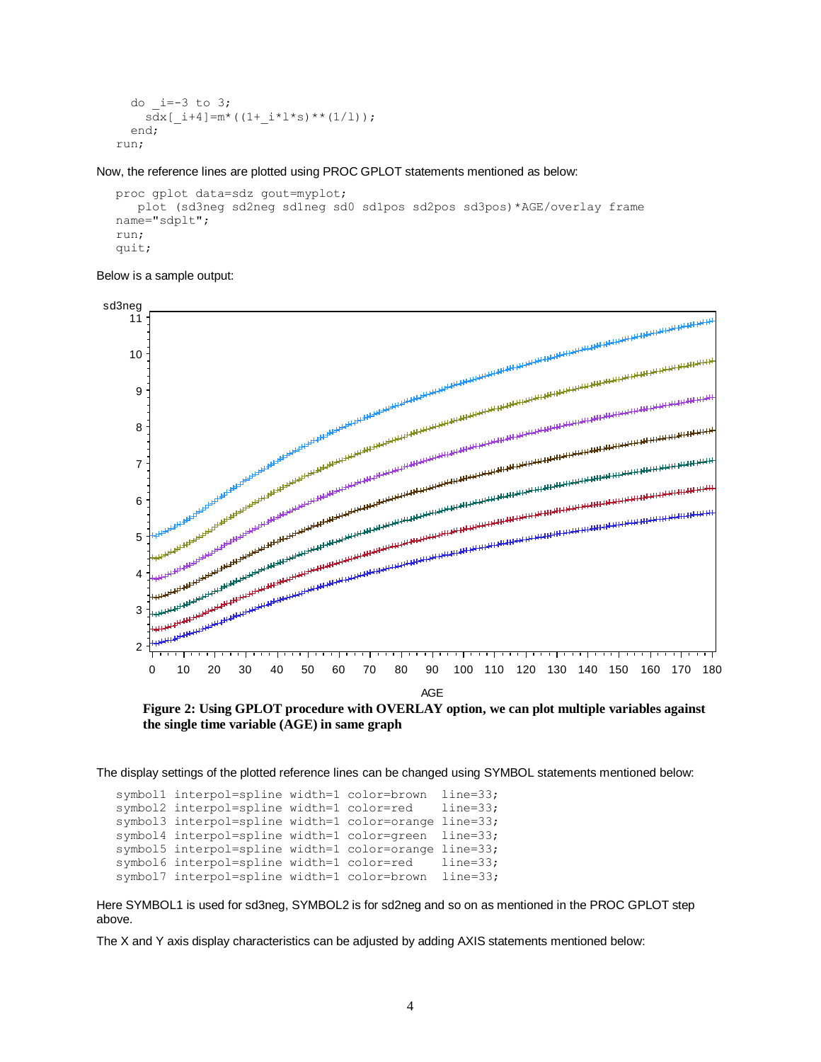```
    do _i=-3 to 3;
      sdx[_i+4]=m*((1+_i*l*s)**(1/l));
    end;
  run;
```

Now, the reference lines are plotted using PROC GPLOT statements mentioned as below:

```
  proc gplot data=sdz gout=myplot;
     plot (sd3neg sd2neg sd1neg sd0 sd1pos sd2pos sd3pos)*AGE/overlay frame
  name="sdplt";
  run;
  quit;
```

Below is a sample output:

**Figure 2: Using GPLOT procedure with OVERLAY option, we can plot multiple variables against the single time variable (AGE) in same graph**

The display settings of the plotted reference lines can be changed using SYMBOL statements mentioned below:

```
  symbol1 interpol=spline width=1 color=brown  line=33;
  symbol2 interpol=spline width=1 color=red    line=33;
  symbol3 interpol=spline width=1 color=orange line=33;
  symbol4 interpol=spline width=1 color=green  line=33;
  symbol5 interpol=spline width=1 color=orange line=33;
  symbol6 interpol=spline width=1 color=red    line=33;
  symbol7 interpol=spline width=1 color=brown  line=33;
```

Here SYMBOL1 is used for sd3neg, SYMBOL2 is for sd2neg and so on as mentioned in the PROC GPLOT step above.

The X and Y axis display characteristics can be adjusted by adding AXIS statements mentioned below: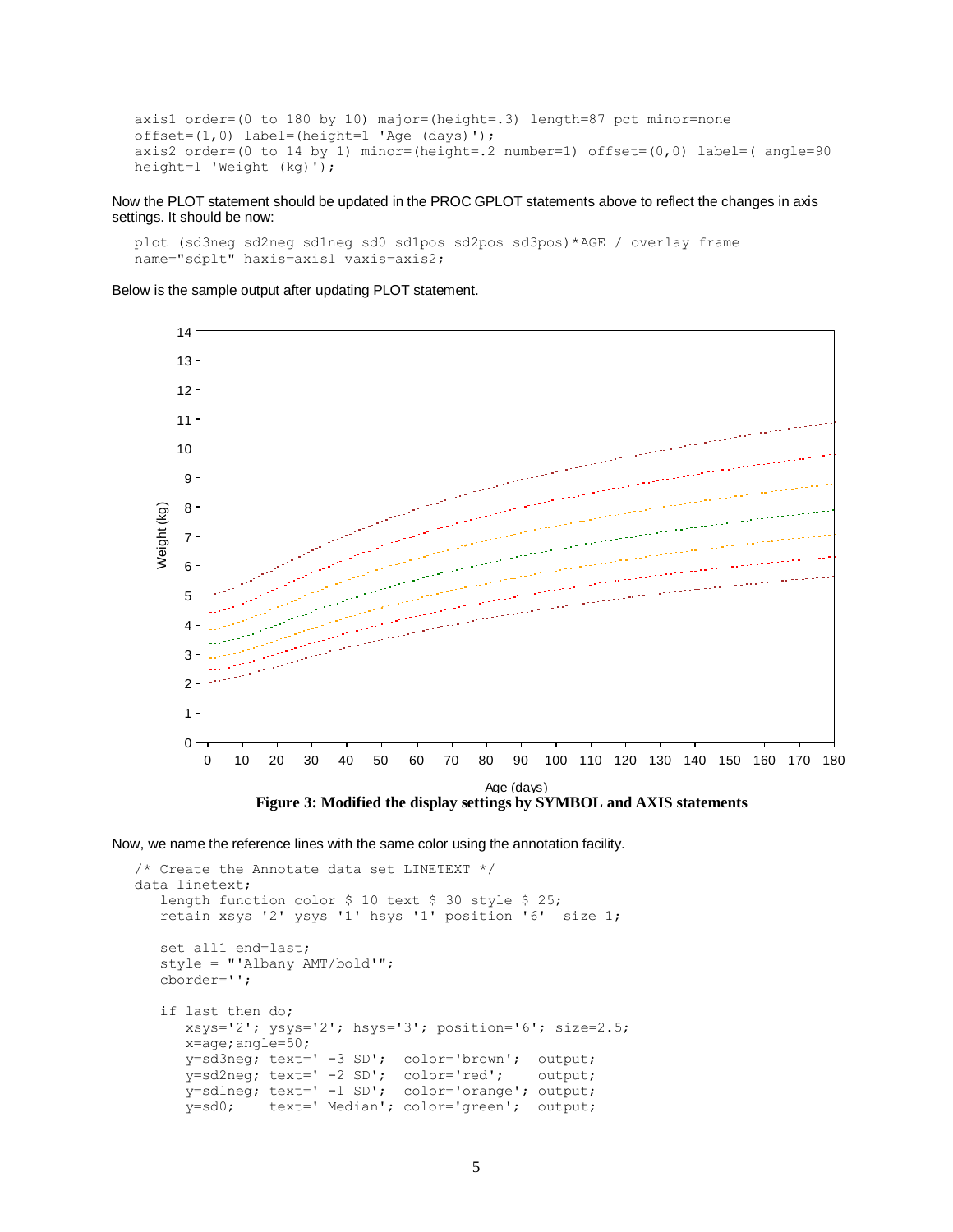```
axis1 order=(0 to 180 by 10) major=(height=.3) length=87 pct minor=none
offset=(1,0) label=(height=1 'Age (days)');
axis2 order=(0 to 14 by 1) minor=(height=.2 number=1) offset=(0,0) label=( angle=90
height=1 'Weight (kg)');
```

Now the PLOT statement should be updated in the PROC GPLOT statements above to reflect the changes in axis settings. It should be now:

```
plot (sd3neg sd2neg sd1neg sd0 sd1pos sd2pos sd3pos)*AGE / overlay frame
name="sdplt" haxis=axis1 vaxis=axis2;
```

Below is the sample output after updating PLOT statement.

**Figure 3: Modified the display settings by SYMBOL and AXIS statements**

Now, we name the reference lines with the same color using the annotation facility.

```
/* Create the Annotate data set LINETEXT */
data linetext;
   length function color $ 10 text $ 30 style $ 25;
   retain xsys '2' ysys '1' hsys '1' position '6'  size 1;

   set all1 end=last;
   style = "'Albany AMT/bold'";
   cborder='';

   if last then do;
      xsys='2'; ysys='2'; hsys='3'; position='6'; size=2.5;
      x=age;angle=50;
      y=sd3neg; text=' -3 SD';  color='brown';  output;
      y=sd2neg; text=' -2 SD';  color='red';    output;
      y=sd1neg; text=' -1 SD';  color='orange'; output;
      y=sd0;    text=' Median'; color='green';  output;
```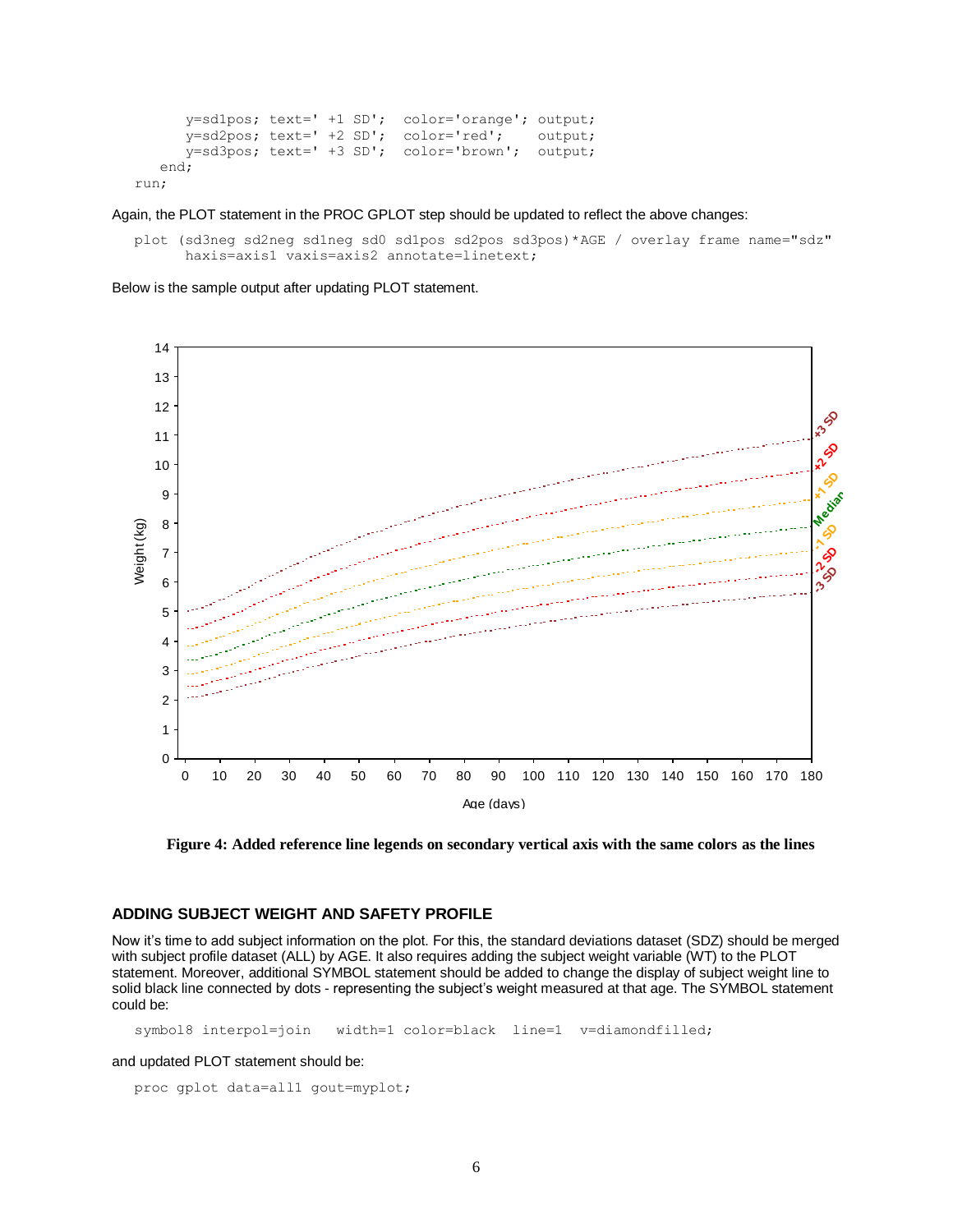```
        y=sd1pos; text=' +1 SD';  color='orange'; output;
        y=sd2pos; text=' +2 SD';  color='red';    output;
        y=sd3pos; text=' +3 SD';  color='brown';  output;
    end;
run;
```

Again, the PLOT statement in the PROC GPLOT step should be updated to reflect the above changes:

```
plot (sd3neg sd2neg sd1neg sd0 sd1pos sd2pos sd3pos)*AGE / overlay frame name="sdz"
      haxis=axis1 vaxis=axis2 annotate=linetext;
```

Below is the sample output after updating PLOT statement.

**Figure 4: Added reference line legends on secondary vertical axis with the same colors as the lines**

### ADDING SUBJECT WEIGHT AND SAFETY PROFILE

Now it's time to add subject information on the plot. For this, the standard deviations dataset (SDZ) should be merged with subject profile dataset (ALL) by AGE. It also requires adding the subject weight variable (WT) to the PLOT statement. Moreover, additional SYMBOL statement should be added to change the display of subject weight line to solid black line connected by dots - representing the subject's weight measured at that age. The SYMBOL statement could be:

```
symbol8 interpol=join   width=1 color=black  line=1  v=diamondfilled;
```

and updated PLOT statement should be:

```
proc gplot data=all1 gout=myplot;
```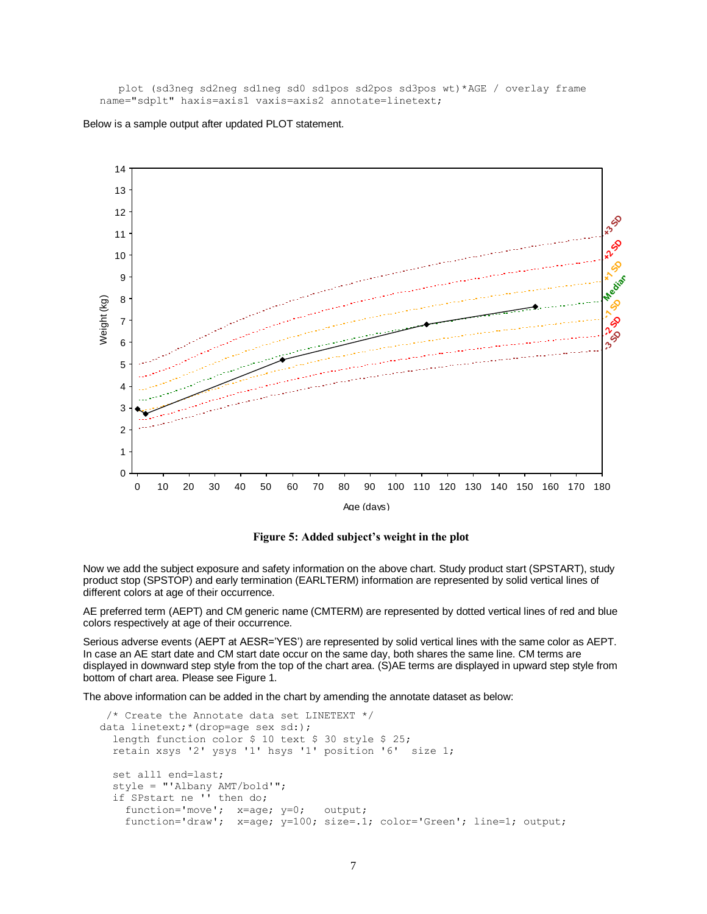```
   plot (sd3neg sd2neg sd1neg sd0 sd1pos sd2pos sd3pos wt)*AGE / overlay frame
name="sdplt" haxis=axis1 vaxis=axis2 annotate=linetext;
```

Below is a sample output after updated PLOT statement.

**Figure 5: Added subject's weight in the plot**

Now we add the subject exposure and safety information on the above chart. Study product start (SPSTART), study product stop (SPSTOP) and early termination (EARLTERM) information are represented by solid vertical lines of different colors at age of their occurrence.

AE preferred term (AEPT) and CM generic name (CMTERM) are represented by dotted vertical lines of red and blue colors respectively at age of their occurrence.

Serious adverse events (AEPT at AESR='YES') are represented by solid vertical lines with the same color as AEPT. In case an AE start date and CM start date occur on the same day, both shares the same line. CM terms are displayed in downward step style from the top of the chart area. (S)AE terms are displayed in upward step style from bottom of chart area. Please see Figure 1.

The above information can be added in the chart by amending the annotate dataset as below:

```
  /* Create the Annotate data set LINETEXT */
data linetext;*(drop=age sex sd:);
  length function color $ 10 text $ 30 style $ 25;
  retain xsys '2' ysys '1' hsys '1' position '6'  size 1;

  set all1 end=last;
  style = "'Albany AMT/bold'";
  if SPstart ne '' then do;
    function='move';  x=age; y=0;   output;
    function='draw';  x=age; y=100; size=.1; color='Green'; line=1; output;
```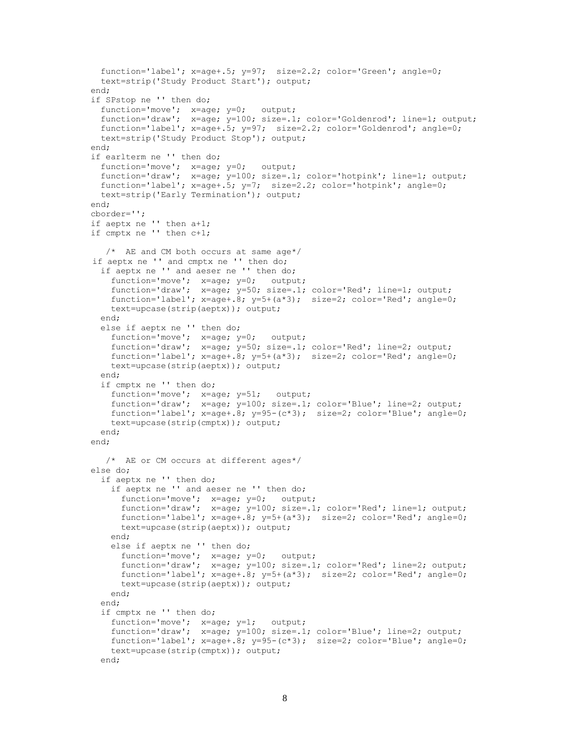```
    function='label'; x=age+.5; y=97;  size=2.2; color='Green'; angle=0;
    text=strip('Study Product Start'); output;
  end;
  if SPstop ne '' then do;
    function='move';  x=age; y=0;   output;
    function='draw';  x=age; y=100; size=.1; color='Goldenrod'; line=1; output;
    function='label'; x=age+.5; y=97;  size=2.2; color='Goldenrod'; angle=0;
    text=strip('Study Product Stop'); output;
  end;
  if earlterm ne '' then do;
    function='move';  x=age; y=0;   output;
    function='draw';  x=age; y=100; size=.1; color='hotpink'; line=1; output;
    function='label'; x=age+.5; y=7;  size=2.2; color='hotpink'; angle=0;
    text=strip('Early Termination'); output;
  end;
  cborder='';
  if aeptx ne '' then a+1;
  if cmptx ne '' then c+1;

     /*  AE and CM both occurs at same age*/
   if aeptx ne '' and cmptx ne '' then do;
    if aeptx ne '' and aeser ne '' then do;
      function='move';  x=age; y=0;   output;
      function='draw';  x=age; y=50; size=.1; color='Red'; line=1; output;
      function='label'; x=age+.8; y=5+(a*3);  size=2; color='Red'; angle=0;
      text=upcase(strip(aeptx)); output;
    end;
    else if aeptx ne '' then do;
      function='move';  x=age; y=0;   output;
      function='draw';  x=age; y=50; size=.1; color='Red'; line=2; output;
      function='label'; x=age+.8; y=5+(a*3);  size=2; color='Red'; angle=0;
      text=upcase(strip(aeptx)); output;
    end;
    if cmptx ne '' then do;
      function='move';  x=age; y=51;   output;
      function='draw';  x=age; y=100; size=.1; color='Blue'; line=2; output;
      function='label'; x=age+.8; y=95-(c*3);  size=2; color='Blue'; angle=0;
      text=upcase(strip(cmptx)); output;
    end;
  end;

     /*  AE or CM occurs at different ages*/
  else do;
    if aeptx ne '' then do;
      if aeptx ne '' and aeser ne '' then do;
        function='move';  x=age; y=0;   output;
        function='draw';  x=age; y=100; size=.1; color='Red'; line=1; output;
        function='label'; x=age+.8; y=5+(a*3);  size=2; color='Red'; angle=0;
        text=upcase(strip(aeptx)); output;
      end;
      else if aeptx ne '' then do;
        function='move';  x=age; y=0;   output;
        function='draw';  x=age; y=100; size=.1; color='Red'; line=2; output;
        function='label'; x=age+.8; y=5+(a*3);  size=2; color='Red'; angle=0;
        text=upcase(strip(aeptx)); output;
      end;
    end;
    if cmptx ne '' then do;
      function='move';  x=age; y=1;   output;
      function='draw';  x=age; y=100; size=.1; color='Blue'; line=2; output;
      function='label'; x=age+.8; y=95-(c*3);  size=2; color='Blue'; angle=0;
      text=upcase(strip(cmptx)); output;
    end;
```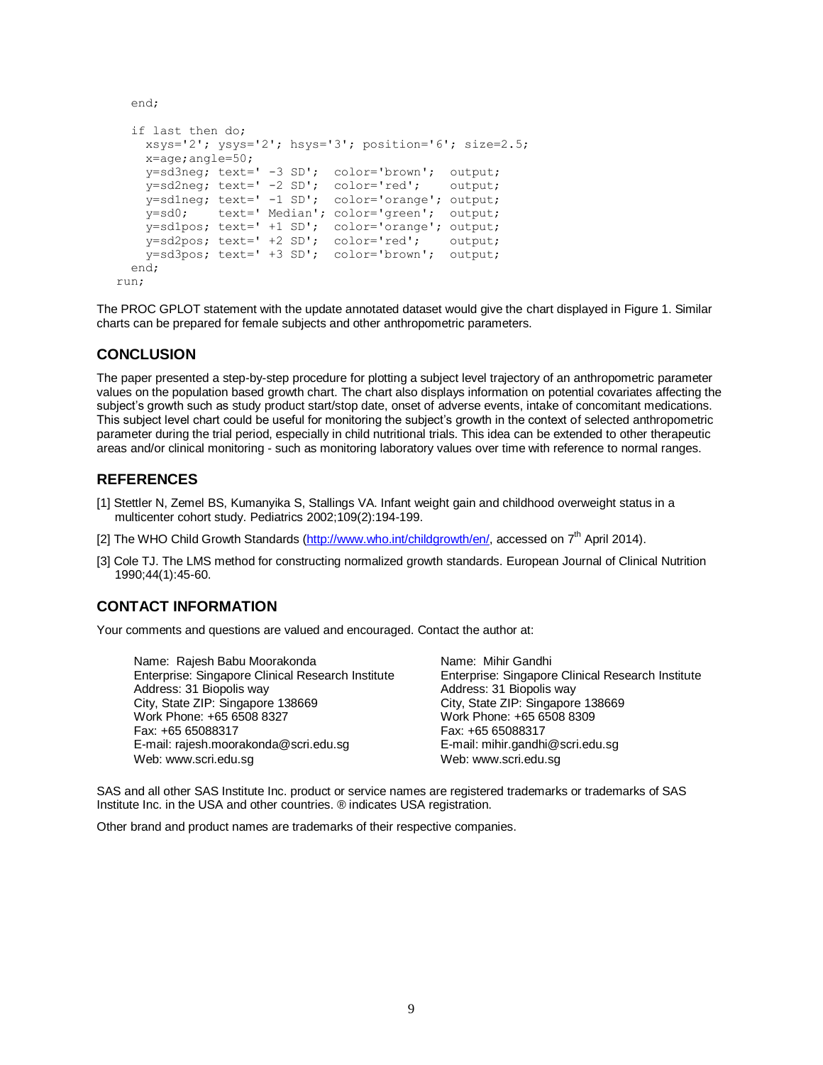```
    end;

    if last then do;
      xsys='2'; ysys='2'; hsys='3'; position='6'; size=2.5;
      x=age;angle=50;
      y=sd3neg; text=' -3 SD';  color='brown';  output;
      y=sd2neg; text=' -2 SD';  color='red';    output;
      y=sd1neg; text=' -1 SD';  color='orange'; output;
      y=sd0;    text=' Median'; color='green';  output;
      y=sd1pos; text=' +1 SD';  color='orange'; output;
      y=sd2pos; text=' +2 SD';  color='red';    output;
      y=sd3pos; text=' +3 SD';  color='brown';  output;
    end;
  run;
```

The PROC GPLOT statement with the update annotated dataset would give the chart displayed in Figure 1. Similar charts can be prepared for female subjects and other anthropometric parameters.

## CONCLUSION

The paper presented a step-by-step procedure for plotting a subject level trajectory of an anthropometric parameter values on the population based growth chart. The chart also displays information on potential covariates affecting the subject's growth such as study product start/stop date, onset of adverse events, intake of concomitant medications. This subject level chart could be useful for monitoring the subject's growth in the context of selected anthropometric parameter during the trial period, especially in child nutritional trials. This idea can be extended to other therapeutic areas and/or clinical monitoring - such as monitoring laboratory values over time with reference to normal ranges.

## REFERENCES

[1] Stettler N, Zemel BS, Kumanyika S, Stallings VA. Infant weight gain and childhood overweight status in a multicenter cohort study. Pediatrics 2002;109(2):194-199.

[2] The WHO Child Growth Standards (http://www.who.int/childgrowth/en/, accessed on 7th April 2014).

[3] Cole TJ. The LMS method for constructing normalized growth standards. European Journal of Clinical Nutrition 1990;44(1):45-60.

## CONTACT INFORMATION

Your comments and questions are valued and encouraged. Contact the author at:

Name: Rajesh Babu Moorakonda
Enterprise: Singapore Clinical Research Institute
Address: 31 Biopolis way
City, State ZIP: Singapore 138669
Work Phone: +65 6508 8327
Fax: +65 65088317
E-mail: rajesh.moorakonda@scri.edu.sg
Web: www.scri.edu.sg

Name: Mihir Gandhi
Enterprise: Singapore Clinical Research Institute
Address: 31 Biopolis way
City, State ZIP: Singapore 138669
Work Phone: +65 6508 8309
Fax: +65 65088317
E-mail: mihir.gandhi@scri.edu.sg
Web: www.scri.edu.sg

SAS and all other SAS Institute Inc. product or service names are registered trademarks or trademarks of SAS Institute Inc. in the USA and other countries. ® indicates USA registration.

Other brand and product names are trademarks of their respective companies.